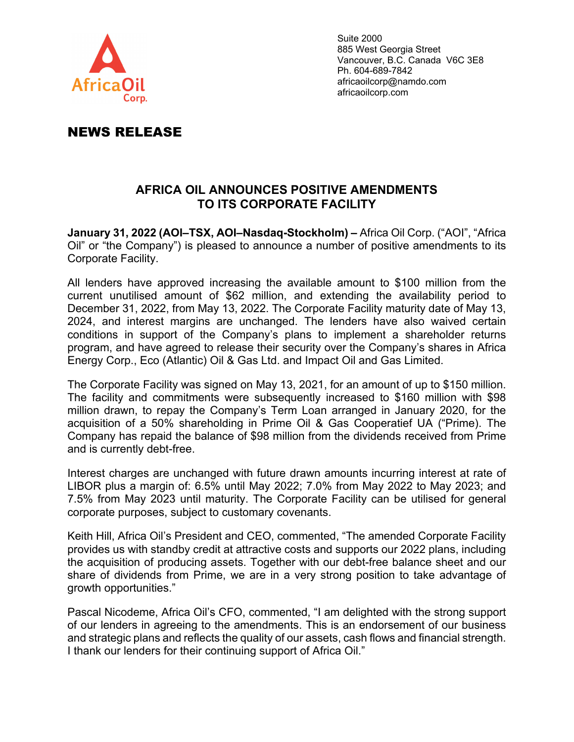Suite 2000
885 West Georgia Street
Vancouver, B.C. Canada V6C 3E8
Ph. 604-689-7842
africaoilcorp@namdo.com
africaoilcorp.com

# NEWS RELEASE

## AFRICA OIL ANNOUNCES POSITIVE AMENDMENTS TO ITS CORPORATE FACILITY

**January 31, 2022 (AOI–TSX, AOI–Nasdaq-Stockholm) –** Africa Oil Corp. ("AOI", "Africa Oil" or "the Company") is pleased to announce a number of positive amendments to its Corporate Facility.

All lenders have approved increasing the available amount to $100 million from the current unutilised amount of $62 million, and extending the availability period to December 31, 2022, from May 13, 2022. The Corporate Facility maturity date of May 13, 2024, and interest margins are unchanged. The lenders have also waived certain conditions in support of the Company's plans to implement a shareholder returns program, and have agreed to release their security over the Company's shares in Africa Energy Corp., Eco (Atlantic) Oil & Gas Ltd. and Impact Oil and Gas Limited.

The Corporate Facility was signed on May 13, 2021, for an amount of up to $150 million. The facility and commitments were subsequently increased to $160 million with $98 million drawn, to repay the Company's Term Loan arranged in January 2020, for the acquisition of a 50% shareholding in Prime Oil & Gas Cooperatief UA ("Prime). The Company has repaid the balance of $98 million from the dividends received from Prime and is currently debt-free.

Interest charges are unchanged with future drawn amounts incurring interest at rate of LIBOR plus a margin of: 6.5% until May 2022; 7.0% from May 2022 to May 2023; and 7.5% from May 2023 until maturity. The Corporate Facility can be utilised for general corporate purposes, subject to customary covenants.

Keith Hill, Africa Oil's President and CEO, commented, "The amended Corporate Facility provides us with standby credit at attractive costs and supports our 2022 plans, including the acquisition of producing assets. Together with our debt-free balance sheet and our share of dividends from Prime, we are in a very strong position to take advantage of growth opportunities."

Pascal Nicodeme, Africa Oil's CFO, commented, "I am delighted with the strong support of our lenders in agreeing to the amendments. This is an endorsement of our business and strategic plans and reflects the quality of our assets, cash flows and financial strength. I thank our lenders for their continuing support of Africa Oil."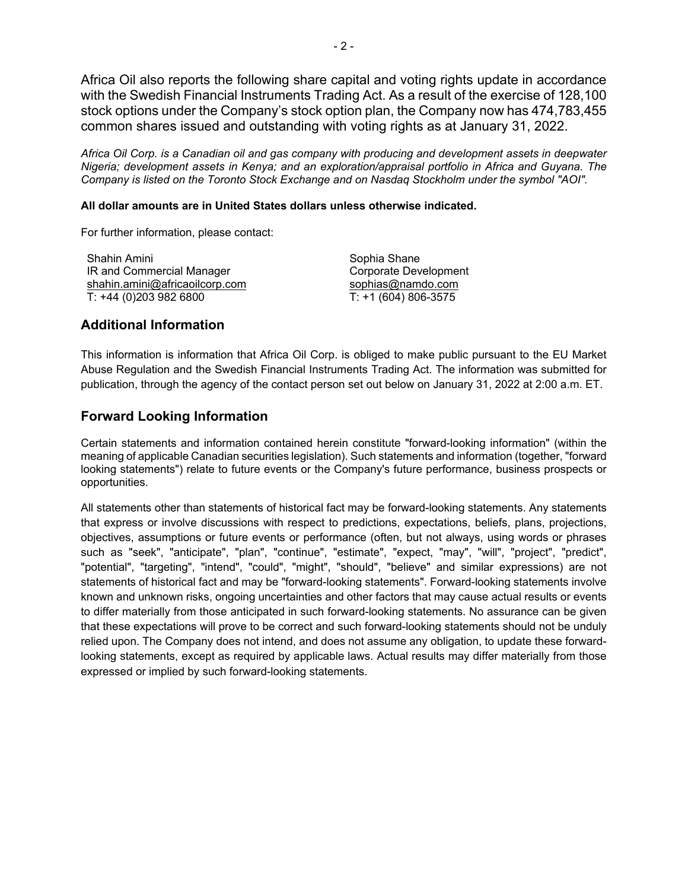Africa Oil also reports the following share capital and voting rights update in accordance with the Swedish Financial Instruments Trading Act. As a result of the exercise of 128,100 stock options under the Company's stock option plan, the Company now has 474,783,455 common shares issued and outstanding with voting rights as at January 31, 2022.

*Africa Oil Corp. is a Canadian oil and gas company with producing and development assets in deepwater Nigeria; development assets in Kenya; and an exploration/appraisal portfolio in Africa and Guyana. The Company is listed on the Toronto Stock Exchange and on Nasdaq Stockholm under the symbol "AOI".*

**All dollar amounts are in United States dollars unless otherwise indicated.**

For further information, please contact:

Shahin Amini
IR and Commercial Manager
shahin.amini@africaoilcorp.com
T: +44 (0)203 982 6800

Sophia Shane
Corporate Development
sophias@namdo.com
T: +1 (604) 806-3575

## Additional Information

This information is information that Africa Oil Corp. is obliged to make public pursuant to the EU Market Abuse Regulation and the Swedish Financial Instruments Trading Act. The information was submitted for publication, through the agency of the contact person set out below on January 31, 2022 at 2:00 a.m. ET.

## Forward Looking Information

Certain statements and information contained herein constitute "forward-looking information" (within the meaning of applicable Canadian securities legislation). Such statements and information (together, "forward looking statements") relate to future events or the Company's future performance, business prospects or opportunities.

All statements other than statements of historical fact may be forward-looking statements. Any statements that express or involve discussions with respect to predictions, expectations, beliefs, plans, projections, objectives, assumptions or future events or performance (often, but not always, using words or phrases such as "seek", "anticipate", "plan", "continue", "estimate", "expect, "may", "will", "project", "predict", "potential", "targeting", "intend", "could", "might", "should", "believe" and similar expressions) are not statements of historical fact and may be "forward-looking statements". Forward-looking statements involve known and unknown risks, ongoing uncertainties and other factors that may cause actual results or events to differ materially from those anticipated in such forward-looking statements. No assurance can be given that these expectations will prove to be correct and such forward-looking statements should not be unduly relied upon. The Company does not intend, and does not assume any obligation, to update these forward-looking statements, except as required by applicable laws. Actual results may differ materially from those expressed or implied by such forward-looking statements.